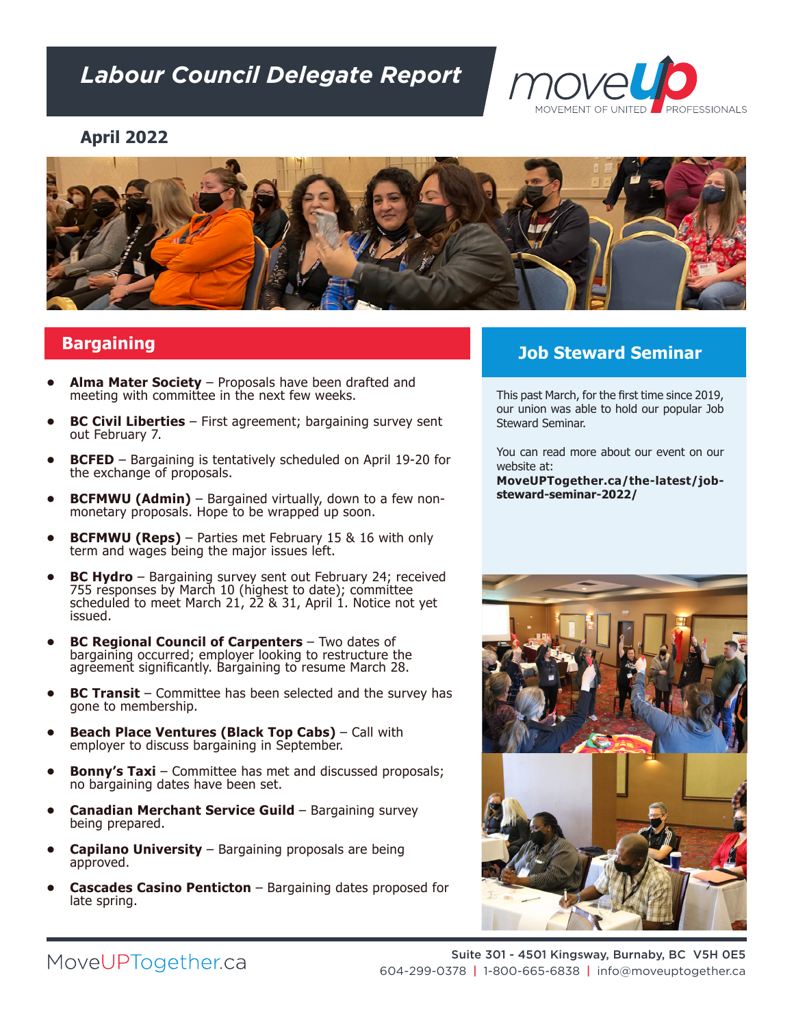# Labour Council Delegate Report

**April 2022**

## Bargaining

- **Alma Mater Society** – Proposals have been drafted and meeting with committee in the next few weeks.
- **BC Civil Liberties** – First agreement; bargaining survey sent out February 7.
- **BCFED** – Bargaining is tentatively scheduled on April 19-20 for the exchange of proposals.
- **BCFMWU (Admin)** – Bargained virtually, down to a few non-monetary proposals. Hope to be wrapped up soon.
- **BCFMWU (Reps)** – Parties met February 15 & 16 with only term and wages being the major issues left.
- **BC Hydro** – Bargaining survey sent out February 24; received 755 responses by March 10 (highest to date); committee scheduled to meet March 21, 22 & 31, April 1. Notice not yet issued.
- **BC Regional Council of Carpenters** – Two dates of bargaining occurred; employer looking to restructure the agreement significantly. Bargaining to resume March 28.
- **BC Transit** – Committee has been selected and the survey has gone to membership.
- **Beach Place Ventures (Black Top Cabs)** – Call with employer to discuss bargaining in September.
- **Bonny's Taxi** – Committee has met and discussed proposals; no bargaining dates have been set.
- **Canadian Merchant Service Guild** – Bargaining survey being prepared.
- **Capilano University** – Bargaining proposals are being approved.
- **Cascades Casino Penticton** – Bargaining dates proposed for late spring.

## Job Steward Seminar

This past March, for the first time since 2019, our union was able to hold our popular Job Steward Seminar.

You can read more about our event on our website at: **MoveUPTogether.ca/the-latest/job-steward-seminar-2022/**

MoveUPTogether.ca

Suite 301 - 4501 Kingsway, Burnaby, BC V5H 0E5
604-299-0378 | 1-800-665-6838 | info@moveuptogether.ca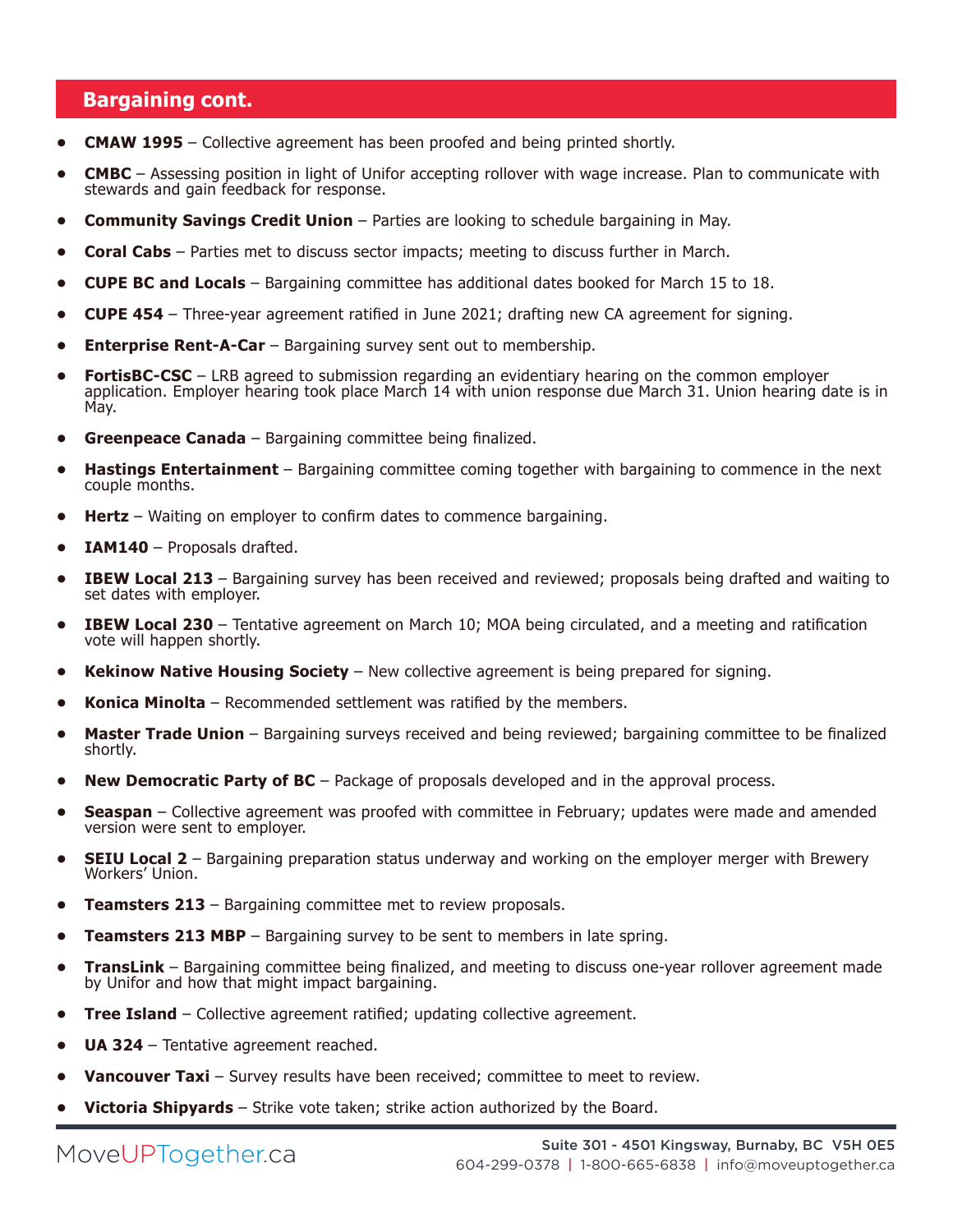## Bargaining cont.

- **CMAW 1995** – Collective agreement has been proofed and being printed shortly.
- **CMBC** – Assessing position in light of Unifor accepting rollover with wage increase. Plan to communicate with stewards and gain feedback for response.
- **Community Savings Credit Union** – Parties are looking to schedule bargaining in May.
- **Coral Cabs** – Parties met to discuss sector impacts; meeting to discuss further in March.
- **CUPE BC and Locals** – Bargaining committee has additional dates booked for March 15 to 18.
- **CUPE 454** – Three-year agreement ratified in June 2021; drafting new CA agreement for signing.
- **Enterprise Rent-A-Car** – Bargaining survey sent out to membership.
- **FortisBC-CSC** – LRB agreed to submission regarding an evidentiary hearing on the common employer application. Employer hearing took place March 14 with union response due March 31. Union hearing date is in May.
- **Greenpeace Canada** – Bargaining committee being finalized.
- **Hastings Entertainment** – Bargaining committee coming together with bargaining to commence in the next couple months.
- **Hertz** – Waiting on employer to confirm dates to commence bargaining.
- **IAM140** – Proposals drafted.
- **IBEW Local 213** – Bargaining survey has been received and reviewed; proposals being drafted and waiting to set dates with employer.
- **IBEW Local 230** – Tentative agreement on March 10; MOA being circulated, and a meeting and ratification vote will happen shortly.
- **Kekinow Native Housing Society** – New collective agreement is being prepared for signing.
- **Konica Minolta** – Recommended settlement was ratified by the members.
- **Master Trade Union** – Bargaining surveys received and being reviewed; bargaining committee to be finalized shortly.
- **New Democratic Party of BC** – Package of proposals developed and in the approval process.
- **Seaspan** – Collective agreement was proofed with committee in February; updates were made and amended version were sent to employer.
- **SEIU Local 2** – Bargaining preparation status underway and working on the employer merger with Brewery Workers' Union.
- **Teamsters 213** – Bargaining committee met to review proposals.
- **Teamsters 213 MBP** – Bargaining survey to be sent to members in late spring.
- **TransLink** – Bargaining committee being finalized, and meeting to discuss one-year rollover agreement made by Unifor and how that might impact bargaining.
- **Tree Island** – Collective agreement ratified; updating collective agreement.
- **UA 324** – Tentative agreement reached.
- **Vancouver Taxi** – Survey results have been received; committee to meet to review.
- **Victoria Shipyards** – Strike vote taken; strike action authorized by the Board.